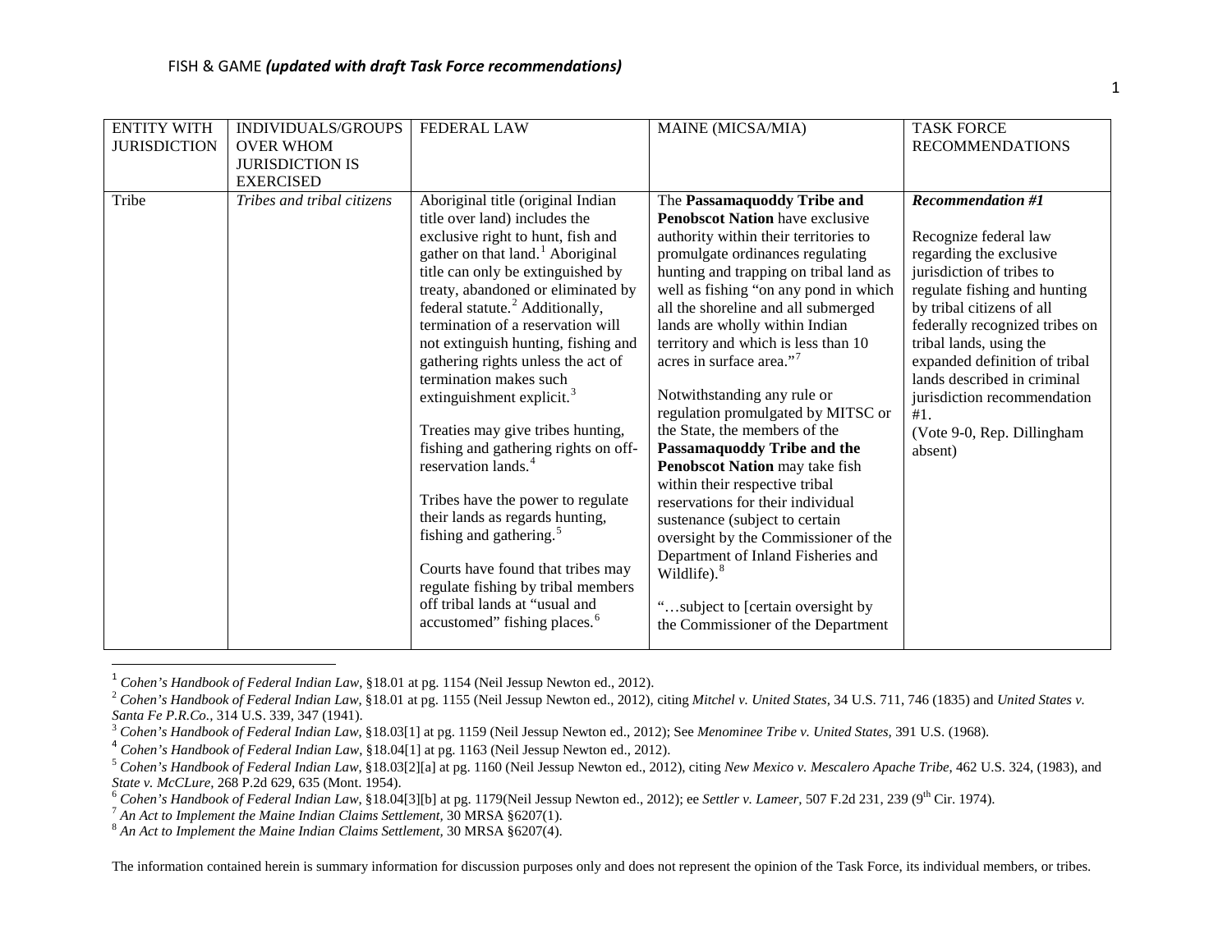FISH & GAME ***(updated with draft Task Force recommendations)***

| ENTITY WITH JURISDICTION | INDIVIDUALS/GROUPS OVER WHOM JURISDICTION IS EXERCISED | FEDERAL LAW | MAINE (MICSA/MIA) | TASK FORCE RECOMMENDATIONS |
|---|---|---|---|---|
| Tribe | *Tribes and tribal citizens* | Aboriginal title (original Indian title over land) includes the exclusive right to hunt, fish and gather on that land.[1] Aboriginal title can only be extinguished by treaty, abandoned or eliminated by federal statute.[2] Additionally, termination of a reservation will not extinguish hunting, fishing and gathering rights unless the act of termination makes such extinguishment explicit.[3]<br><br>Treaties may give tribes hunting, fishing and gathering rights on off-reservation lands.[4]<br><br>Tribes have the power to regulate their lands as regards hunting, fishing and gathering.[5]<br><br>Courts have found that tribes may regulate fishing by tribal members off tribal lands at "usual and accustomed" fishing places.[6] | The **Passamaquoddy Tribe and Penobscot Nation** have exclusive authority within their territories to promulgate ordinances regulating hunting and trapping on tribal land as well as fishing "on any pond in which all the shoreline and all submerged lands are wholly within Indian territory and which is less than 10 acres in surface area."[7]<br><br>Notwithstanding any rule or regulation promulgated by MITSC or the State, the members of the **Passamaquoddy Tribe and the Penobscot Nation** may take fish within their respective tribal reservations for their individual sustenance (subject to certain oversight by the Commissioner of the Department of Inland Fisheries and Wildlife).[8]<br><br>"…subject to [certain oversight by the Commissioner of the Department | ***Recommendation #1***<br><br>Recognize federal law regarding the exclusive jurisdiction of tribes to regulate fishing and hunting by tribal citizens of all federally recognized tribes on tribal lands, using the expanded definition of tribal lands described in criminal jurisdiction recommendation #1.<br>(Vote 9-0, Rep. Dillingham absent) |

[1] *Cohen's Handbook of Federal Indian Law*, §18.01 at pg. 1154 (Neil Jessup Newton ed., 2012).
[2] *Cohen's Handbook of Federal Indian Law*, §18.01 at pg. 1155 (Neil Jessup Newton ed., 2012), citing *Mitchel v. United States*, 34 U.S. 711, 746 (1835) and *United States v. Santa Fe P.R.Co.*, 314 U.S. 339, 347 (1941).
[3] *Cohen's Handbook of Federal Indian Law*, §18.03[1] at pg. 1159 (Neil Jessup Newton ed., 2012); See *Menominee Tribe v. United States*, 391 U.S. (1968).
[4] *Cohen's Handbook of Federal Indian Law*, §18.04[1] at pg. 1163 (Neil Jessup Newton ed., 2012).
[5] *Cohen's Handbook of Federal Indian Law*, §18.03[2][a] at pg. 1160 (Neil Jessup Newton ed., 2012), citing *New Mexico v. Mescalero Apache Tribe*, 462 U.S. 324, (1983), and *State v. McCLure*, 268 P.2d 629, 635 (Mont. 1954).
[6] *Cohen's Handbook of Federal Indian Law*, §18.04[3][b] at pg. 1179(Neil Jessup Newton ed., 2012); ee *Settler v. Lameer*, 507 F.2d 231, 239 (9th Cir. 1974).
[7] *An Act to Implement the Maine Indian Claims Settlement*, 30 MRSA §6207(1).
[8] *An Act to Implement the Maine Indian Claims Settlement*, 30 MRSA §6207(4).

The information contained herein is summary information for discussion purposes only and does not represent the opinion of the Task Force, its individual members, or tribes.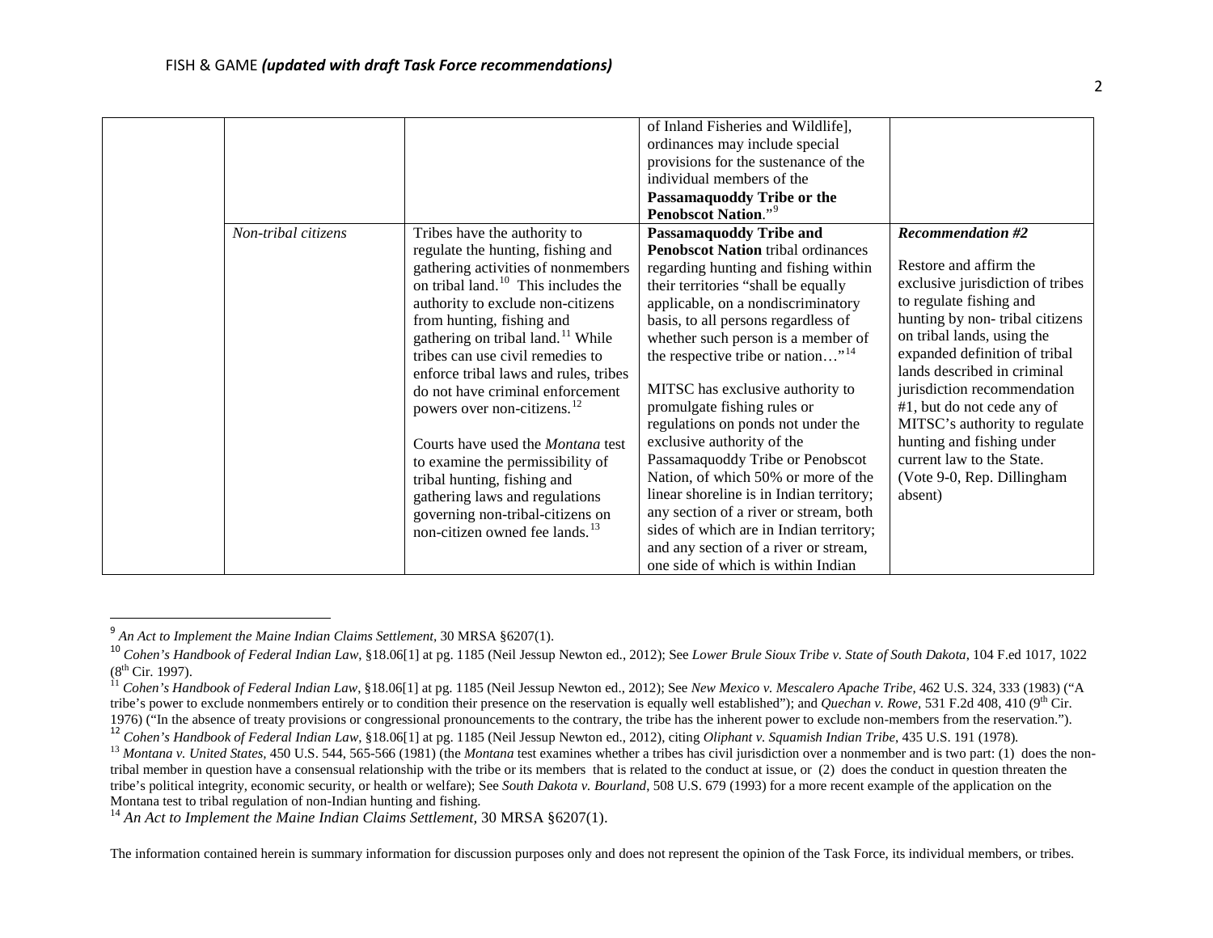FISH & GAME ***(updated with draft Task Force recommendations)***

| | | | | |
|---|---|---|---|---|
| | | | of Inland Fisheries and Wildlife], ordinances may include special provisions for the sustenance of the individual members of the **Passamaquoddy Tribe or the Penobscot Nation**."[9] | |
| | *Non-tribal citizens* | Tribes have the authority to regulate the hunting, fishing and gathering activities of nonmembers on tribal land.[10] This includes the authority to exclude non-citizens from hunting, fishing and gathering on tribal land.[11] While tribes can use civil remedies to enforce tribal laws and rules, tribes do not have criminal enforcement powers over non-citizens.[12]<br><br>Courts have used the *Montana* test to examine the permissibility of tribal hunting, fishing and gathering laws and regulations governing non-tribal-citizens on non-citizen owned fee lands.[13] | **Passamaquoddy Tribe and Penobscot Nation** tribal ordinances regarding hunting and fishing within their territories "shall be equally applicable, on a nondiscriminatory basis, to all persons regardless of whether such person is a member of the respective tribe or nation…"[14]<br><br>MITSC has exclusive authority to promulgate fishing rules or regulations on ponds not under the exclusive authority of the Passamaquoddy Tribe or Penobscot Nation, of which 50% or more of the linear shoreline is in Indian territory; any section of a river or stream, both sides of which are in Indian territory; and any section of a river or stream, one side of which is within Indian | ***Recommendation #2***<br><br>Restore and affirm the exclusive jurisdiction of tribes to regulate fishing and hunting by non- tribal citizens on tribal lands, using the expanded definition of tribal lands described in criminal jurisdiction recommendation #1, but do not cede any of MITSC's authority to regulate hunting and fishing under current law to the State. (Vote 9-0, Rep. Dillingham absent) |

[9] *An Act to Implement the Maine Indian Claims Settlement*, 30 MRSA §6207(1).

[10] *Cohen's Handbook of Federal Indian Law*, §18.06[1] at pg. 1185 (Neil Jessup Newton ed., 2012); See *Lower Brule Sioux Tribe v. State of South Dakota*, 104 F.ed 1017, 1022 (8th Cir. 1997).

[11] *Cohen's Handbook of Federal Indian Law*, §18.06[1] at pg. 1185 (Neil Jessup Newton ed., 2012); See *New Mexico v. Mescalero Apache Tribe*, 462 U.S. 324, 333 (1983) ("A tribe's power to exclude nonmembers entirely or to condition their presence on the reservation is equally well established"); and *Quechan v. Rowe*, 531 F.2d 408, 410 (9th Cir. 1976) ("In the absence of treaty provisions or congressional pronouncements to the contrary, the tribe has the inherent power to exclude non-members from the reservation.").

[12] *Cohen's Handbook of Federal Indian Law*, §18.06[1] at pg. 1185 (Neil Jessup Newton ed., 2012), citing *Oliphant v. Squamish Indian Tribe*, 435 U.S. 191 (1978).

[13] *Montana v. United States*, 450 U.S. 544, 565-566 (1981) (the *Montana* test examines whether a tribes has civil jurisdiction over a nonmember and is two part: (1) does the non-tribal member in question have a consensual relationship with the tribe or its members that is related to the conduct at issue, or (2) does the conduct in question threaten the tribe's political integrity, economic security, or health or welfare); See *South Dakota v. Bourland*, 508 U.S. 679 (1993) for a more recent example of the application on the Montana test to tribal regulation of non-Indian hunting and fishing.

[14] *An Act to Implement the Maine Indian Claims Settlement*, 30 MRSA §6207(1).

The information contained herein is summary information for discussion purposes only and does not represent the opinion of the Task Force, its individual members, or tribes.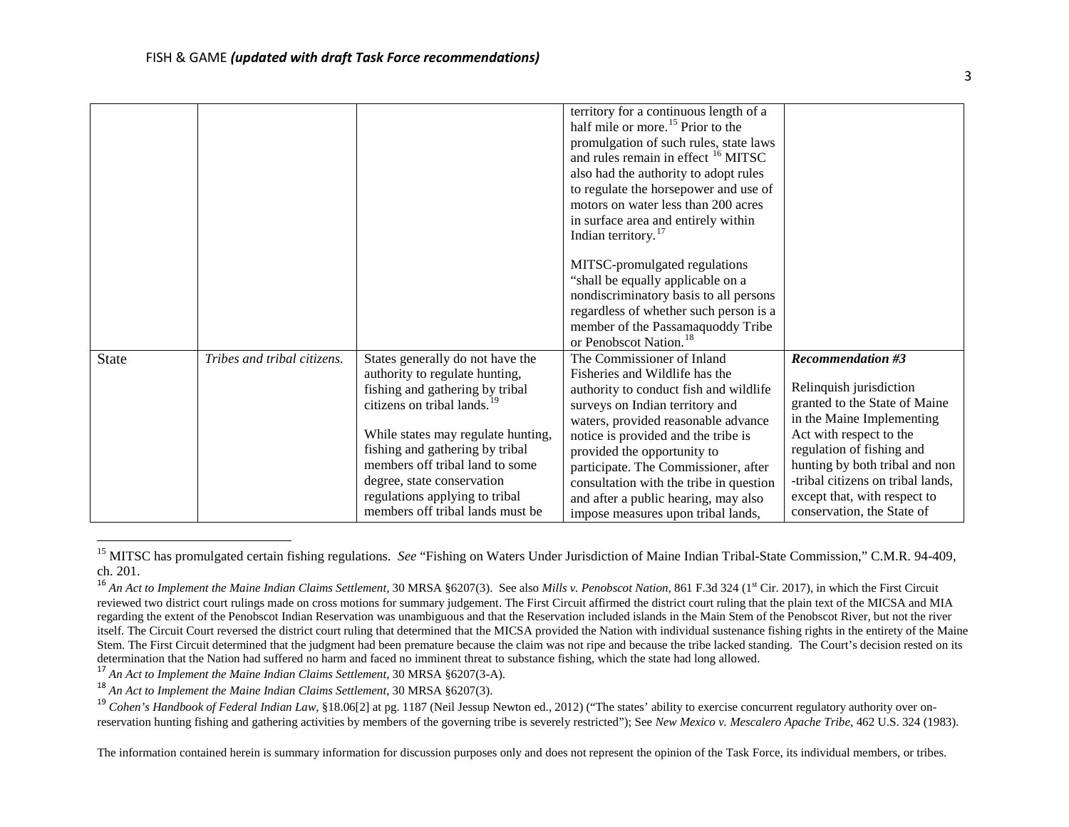| | | | | |
|---|---|---|---|---|
| | | | territory for a continuous length of a half mile or more.[15] Prior to the promulgation of such rules, state laws and rules remain in effect [16] MITSC also had the authority to adopt rules to regulate the horsepower and use of motors on water less than 200 acres in surface area and entirely within Indian territory.[17]<br><br>MITSC-promulgated regulations "shall be equally applicable on a nondiscriminatory basis to all persons regardless of whether such person is a member of the Passamaquoddy Tribe or Penobscot Nation.[18] | |
| State | *Tribes and tribal citizens.* | States generally do not have the authority to regulate hunting, fishing and gathering by tribal citizens on tribal lands.[19]<br><br>While states may regulate hunting, fishing and gathering by tribal members off tribal land to some degree, state conservation regulations applying to tribal members off tribal lands must be | The Commissioner of Inland Fisheries and Wildlife has the authority to conduct fish and wildlife surveys on Indian territory and waters, provided reasonable advance notice is provided and the tribe is provided the opportunity to participate. The Commissioner, after consultation with the tribe in question and after a public hearing, may also impose measures upon tribal lands, | ***Recommendation #3***<br><br>Relinquish jurisdiction granted to the State of Maine in the Maine Implementing Act with respect to the regulation of fishing and hunting by both tribal and non -tribal citizens on tribal lands, except that, with respect to conservation, the State of |

[15] MITSC has promulgated certain fishing regulations. *See* "Fishing on Waters Under Jurisdiction of Maine Indian Tribal-State Commission," C.M.R. 94-409, ch. 201.

[16] *An Act to Implement the Maine Indian Claims Settlement,* 30 MRSA §6207(3). See also *Mills v. Penobscot Nation*, 861 F.3d 324 (1st Cir. 2017), in which the First Circuit reviewed two district court rulings made on cross motions for summary judgement. The First Circuit affirmed the district court ruling that the plain text of the MICSA and MIA regarding the extent of the Penobscot Indian Reservation was unambiguous and that the Reservation included islands in the Main Stem of the Penobscot River, but not the river itself. The Circuit Court reversed the district court ruling that determined that the MICSA provided the Nation with individual sustenance fishing rights in the entirety of the Maine Stem. The First Circuit determined that the judgment had been premature because the claim was not ripe and because the tribe lacked standing. The Court's decision rested on its determination that the Nation had suffered no harm and faced no imminent threat to substance fishing, which the state had long allowed.

[17] *An Act to Implement the Maine Indian Claims Settlement,* 30 MRSA §6207(3-A).

[18] *An Act to Implement the Maine Indian Claims Settlement,* 30 MRSA §6207(3).

[19] *Cohen's Handbook of Federal Indian Law,* §18.06[2] at pg. 1187 (Neil Jessup Newton ed., 2012) ("The states' ability to exercise concurrent regulatory authority over on-reservation hunting fishing and gathering activities by members of the governing tribe is severely restricted"); See *New Mexico v. Mescalero Apache Tribe*, 462 U.S. 324 (1983).

The information contained herein is summary information for discussion purposes only and does not represent the opinion of the Task Force, its individual members, or tribes.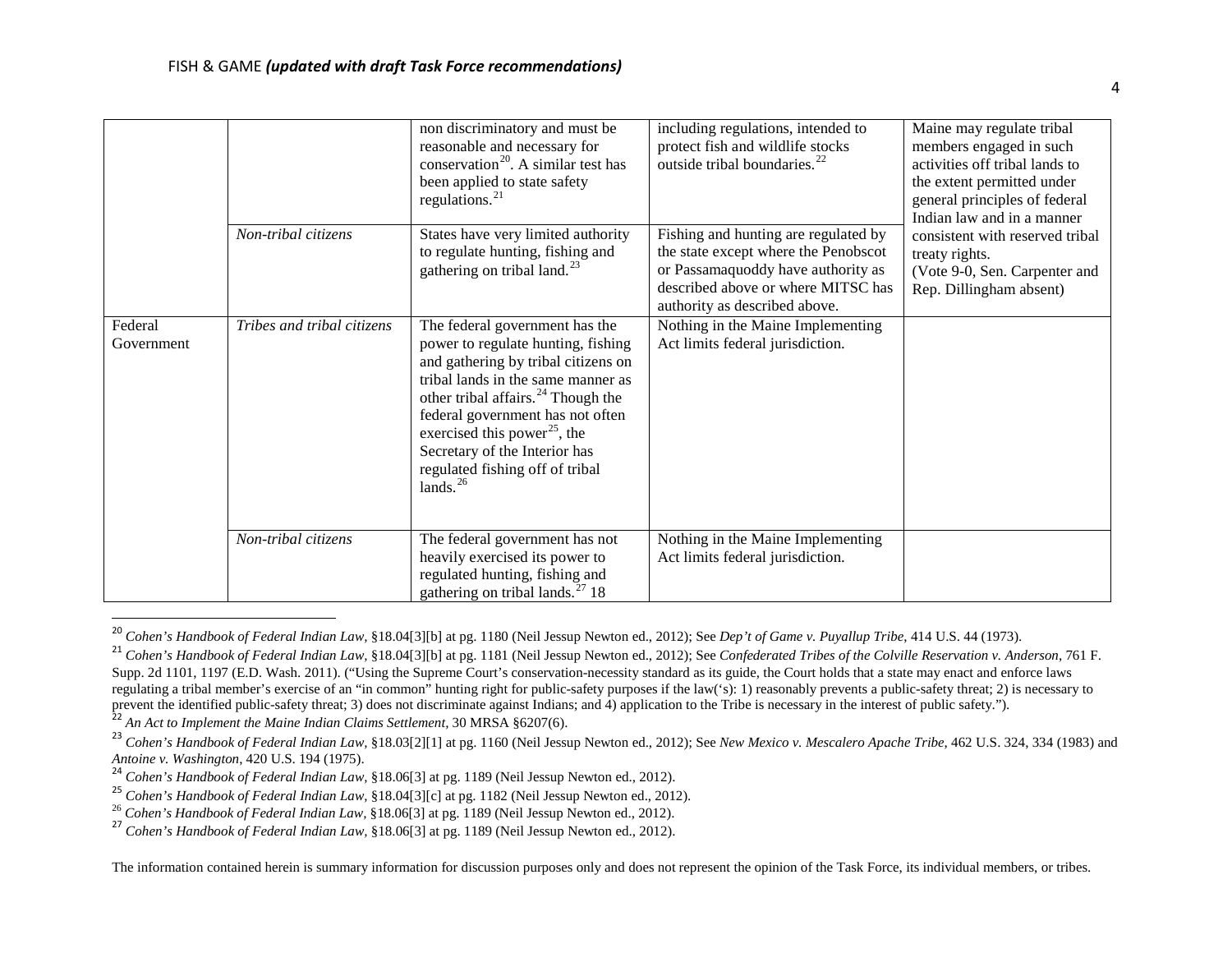| | | | | |
|---|---|---|---|---|
| | | non discriminatory and must be reasonable and necessary for conservation[20]. A similar test has been applied to state safety regulations.[21] | including regulations, intended to protect fish and wildlife stocks outside tribal boundaries.[22] | Maine may regulate tribal members engaged in such activities off tribal lands to the extent permitted under general principles of federal Indian law and in a manner consistent with reserved tribal treaty rights. (Vote 9-0, Sen. Carpenter and Rep. Dillingham absent) |
| | *Non-tribal citizens* | States have very limited authority to regulate hunting, fishing and gathering on tribal land.[23] | Fishing and hunting are regulated by the state except where the Penobscot or Passamaquoddy have authority as described above or where MITSC has authority as described above. | |
| Federal Government | *Tribes and tribal citizens* | The federal government has the power to regulate hunting, fishing and gathering by tribal citizens on tribal lands in the same manner as other tribal affairs.[24] Though the federal government has not often exercised this power[25], the Secretary of the Interior has regulated fishing off of tribal lands.[26] | Nothing in the Maine Implementing Act limits federal jurisdiction. | |
| | *Non-tribal citizens* | The federal government has not heavily exercised its power to regulated hunting, fishing and gathering on tribal lands.[27] 18 | Nothing in the Maine Implementing Act limits federal jurisdiction. | |

[20] *Cohen's Handbook of Federal Indian Law*, §18.04[3][b] at pg. 1180 (Neil Jessup Newton ed., 2012); See *Dep't of Game v. Puyallup Tribe*, 414 U.S. 44 (1973).

[21] *Cohen's Handbook of Federal Indian Law*, §18.04[3][b] at pg. 1181 (Neil Jessup Newton ed., 2012); See *Confederated Tribes of the Colville Reservation v. Anderson*, 761 F. Supp. 2d 1101, 1197 (E.D. Wash. 2011). ("Using the Supreme Court's conservation-necessity standard as its guide, the Court holds that a state may enact and enforce laws regulating a tribal member's exercise of an "in common" hunting right for public-safety purposes if the law('s): 1) reasonably prevents a public-safety threat; 2) is necessary to prevent the identified public-safety threat; 3) does not discriminate against Indians; and 4) application to the Tribe is necessary in the interest of public safety.").

[22] *An Act to Implement the Maine Indian Claims Settlement*, 30 MRSA §6207(6).

[23] *Cohen's Handbook of Federal Indian Law*, §18.03[2][1] at pg. 1160 (Neil Jessup Newton ed., 2012); See *New Mexico v. Mescalero Apache Tribe*, 462 U.S. 324, 334 (1983) and *Antoine v. Washington*, 420 U.S. 194 (1975).

[24] *Cohen's Handbook of Federal Indian Law*, §18.06[3] at pg. 1189 (Neil Jessup Newton ed., 2012).

[25] *Cohen's Handbook of Federal Indian Law*, §18.04[3][c] at pg. 1182 (Neil Jessup Newton ed., 2012).

[26] *Cohen's Handbook of Federal Indian Law*, §18.06[3] at pg. 1189 (Neil Jessup Newton ed., 2012).

[27] *Cohen's Handbook of Federal Indian Law*, §18.06[3] at pg. 1189 (Neil Jessup Newton ed., 2012).

The information contained herein is summary information for discussion purposes only and does not represent the opinion of the Task Force, its individual members, or tribes.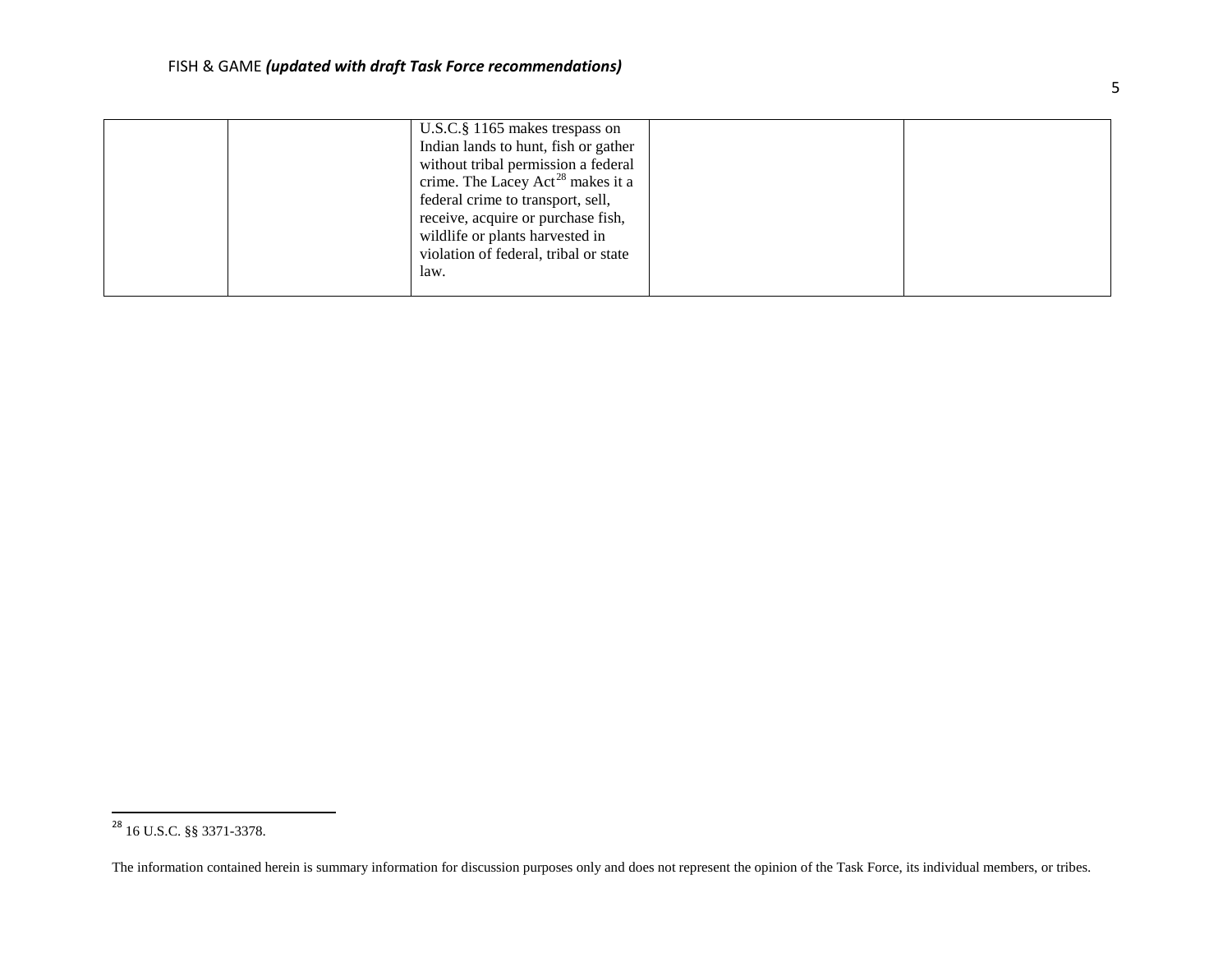| | | | | |
|---|---|---|---|---|
| | | U.S.C.§ 1165 makes trespass on Indian lands to hunt, fish or gather without tribal permission a federal crime. The Lacey Act[28] makes it a federal crime to transport, sell, receive, acquire or purchase fish, wildlife or plants harvested in violation of federal, tribal or state law. | | |

[28] 16 U.S.C. §§ 3371-3378.

The information contained herein is summary information for discussion purposes only and does not represent the opinion of the Task Force, its individual members, or tribes.